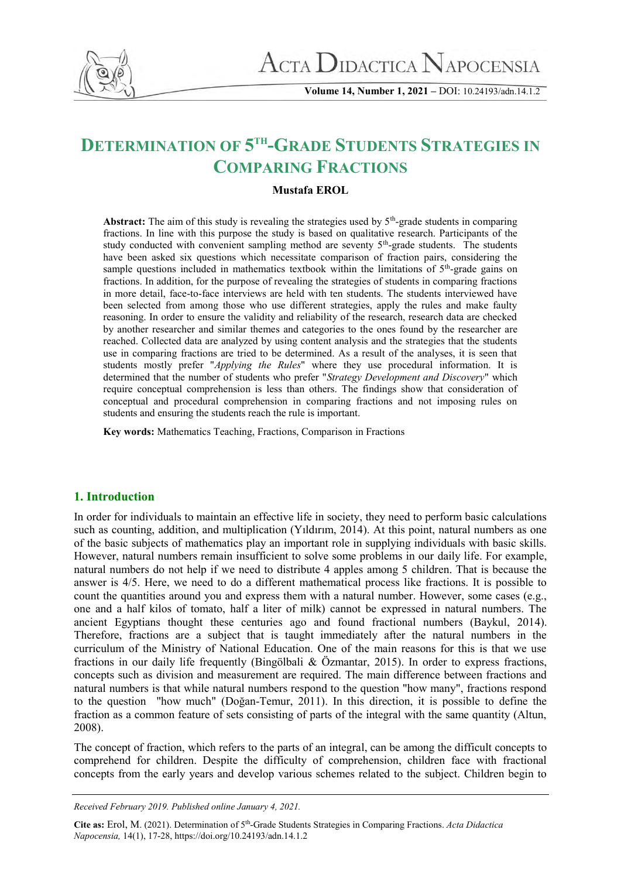# DETERMINATION OF 5TH-GRADE STUDENTS STRATEGIES IN COMPARING FRACTIONS

**Mustafa EROL**

**Abstract:** The aim of this study is revealing the strategies used by 5th-grade students in comparing fractions. In line with this purpose the study is based on qualitative research. Participants of the study conducted with convenient sampling method are seventy 5th-grade students. The students have been asked six questions which necessitate comparison of fraction pairs, considering the sample questions included in mathematics textbook within the limitations of 5th-grade gains on fractions. In addition, for the purpose of revealing the strategies of students in comparing fractions in more detail, face-to-face interviews are held with ten students. The students interviewed have been selected from among those who use different strategies, apply the rules and make faulty reasoning. In order to ensure the validity and reliability of the research, research data are checked by another researcher and similar themes and categories to the ones found by the researcher are reached. Collected data are analyzed by using content analysis and the strategies that the students use in comparing fractions are tried to be determined. As a result of the analyses, it is seen that students mostly prefer "*Applying the Rules*" where they use procedural information. It is determined that the number of students who prefer "*Strategy Development and Discovery*" which require conceptual comprehension is less than others. The findings show that consideration of conceptual and procedural comprehension in comparing fractions and not imposing rules on students and ensuring the students reach the rule is important.

**Key words:** Mathematics Teaching, Fractions, Comparison in Fractions

## 1. Introduction

In order for individuals to maintain an effective life in society, they need to perform basic calculations such as counting, addition, and multiplication (Yıldırım, 2014). At this point, natural numbers as one of the basic subjects of mathematics play an important role in supplying individuals with basic skills. However, natural numbers remain insufficient to solve some problems in our daily life. For example, natural numbers do not help if we need to distribute 4 apples among 5 children. That is because the answer is 4/5. Here, we need to do a different mathematical process like fractions. It is possible to count the quantities around you and express them with a natural number. However, some cases (e.g., one and a half kilos of tomato, half a liter of milk) cannot be expressed in natural numbers. The ancient Egyptians thought these centuries ago and found fractional numbers (Baykul, 2014). Therefore, fractions are a subject that is taught immediately after the natural numbers in the curriculum of the Ministry of National Education. One of the main reasons for this is that we use fractions in our daily life frequently (Bingölbali & Özmantar, 2015). In order to express fractions, concepts such as division and measurement are required. The main difference between fractions and natural numbers is that while natural numbers respond to the question "how many", fractions respond to the question "how much" (Doğan-Temur, 2011). In this direction, it is possible to define the fraction as a common feature of sets consisting of parts of the integral with the same quantity (Altun, 2008).

The concept of fraction, which refers to the parts of an integral, can be among the difficult concepts to comprehend for children. Despite the difficulty of comprehension, children face with fractional concepts from the early years and develop various schemes related to the subject. Children begin to

---

*Received February 2019. Published online January 4, 2021.*

**Cite as:** Erol, M. (2021). Determination of 5th-Grade Students Strategies in Comparing Fractions. *Acta Didactica Napocensia,* 14(1), 17-28, https://doi.org/10.24193/adn.14.1.2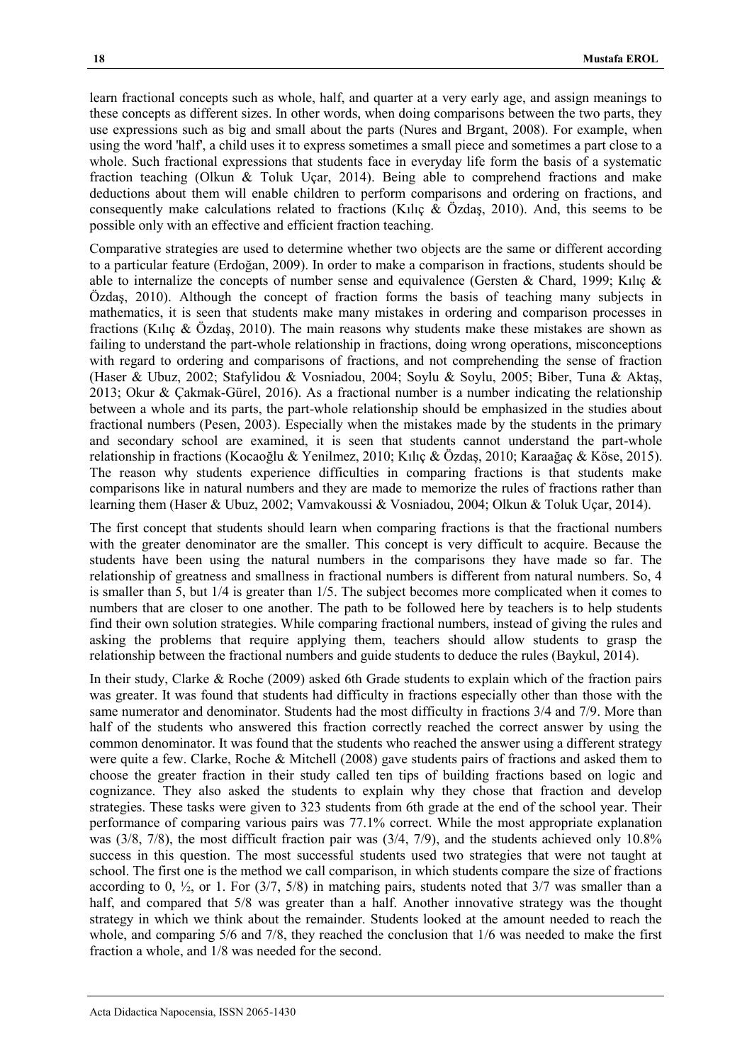learn fractional concepts such as whole, half, and quarter at a very early age, and assign meanings to these concepts as different sizes. In other words, when doing comparisons between the two parts, they use expressions such as big and small about the parts (Nures and Brgant, 2008). For example, when using the word 'half', a child uses it to express sometimes a small piece and sometimes a part close to a whole. Such fractional expressions that students face in everyday life form the basis of a systematic fraction teaching (Olkun & Toluk Uçar, 2014). Being able to comprehend fractions and make deductions about them will enable children to perform comparisons and ordering on fractions, and consequently make calculations related to fractions (Kılıç & Özdaş, 2010). And, this seems to be possible only with an effective and efficient fraction teaching.

Comparative strategies are used to determine whether two objects are the same or different according to a particular feature (Erdoğan, 2009). In order to make a comparison in fractions, students should be able to internalize the concepts of number sense and equivalence (Gersten & Chard, 1999; Kılıç & Özdaş, 2010). Although the concept of fraction forms the basis of teaching many subjects in mathematics, it is seen that students make many mistakes in ordering and comparison processes in fractions (Kılıç & Özdaş, 2010). The main reasons why students make these mistakes are shown as failing to understand the part-whole relationship in fractions, doing wrong operations, misconceptions with regard to ordering and comparisons of fractions, and not comprehending the sense of fraction (Haser & Ubuz, 2002; Stafylidou & Vosniadou, 2004; Soylu & Soylu, 2005; Biber, Tuna & Aktaş, 2013; Okur & Çakmak-Gürel, 2016). As a fractional number is a number indicating the relationship between a whole and its parts, the part-whole relationship should be emphasized in the studies about fractional numbers (Pesen, 2003). Especially when the mistakes made by the students in the primary and secondary school are examined, it is seen that students cannot understand the part-whole relationship in fractions (Kocaoğlu & Yenilmez, 2010; Kılıç & Özdaş, 2010; Karaağaç & Köse, 2015). The reason why students experience difficulties in comparing fractions is that students make comparisons like in natural numbers and they are made to memorize the rules of fractions rather than learning them (Haser & Ubuz, 2002; Vamvakoussi & Vosniadou, 2004; Olkun & Toluk Uçar, 2014).

The first concept that students should learn when comparing fractions is that the fractional numbers with the greater denominator are the smaller. This concept is very difficult to acquire. Because the students have been using the natural numbers in the comparisons they have made so far. The relationship of greatness and smallness in fractional numbers is different from natural numbers. So, 4 is smaller than 5, but 1/4 is greater than 1/5. The subject becomes more complicated when it comes to numbers that are closer to one another. The path to be followed here by teachers is to help students find their own solution strategies. While comparing fractional numbers, instead of giving the rules and asking the problems that require applying them, teachers should allow students to grasp the relationship between the fractional numbers and guide students to deduce the rules (Baykul, 2014).

In their study, Clarke & Roche (2009) asked 6th Grade students to explain which of the fraction pairs was greater. It was found that students had difficulty in fractions especially other than those with the same numerator and denominator. Students had the most difficulty in fractions 3/4 and 7/9. More than half of the students who answered this fraction correctly reached the correct answer by using the common denominator. It was found that the students who reached the answer using a different strategy were quite a few. Clarke, Roche & Mitchell (2008) gave students pairs of fractions and asked them to choose the greater fraction in their study called ten tips of building fractions based on logic and cognizance. They also asked the students to explain why they chose that fraction and develop strategies. These tasks were given to 323 students from 6th grade at the end of the school year. Their performance of comparing various pairs was 77.1% correct. While the most appropriate explanation was (3/8, 7/8), the most difficult fraction pair was (3/4, 7/9), and the students achieved only 10.8% success in this question. The most successful students used two strategies that were not taught at school. The first one is the method we call comparison, in which students compare the size of fractions according to 0, ½, or 1. For (3/7, 5/8) in matching pairs, students noted that 3/7 was smaller than a half, and compared that 5/8 was greater than a half. Another innovative strategy was the thought strategy in which we think about the remainder. Students looked at the amount needed to reach the whole, and comparing 5/6 and 7/8, they reached the conclusion that 1/6 was needed to make the first fraction a whole, and 1/8 was needed for the second.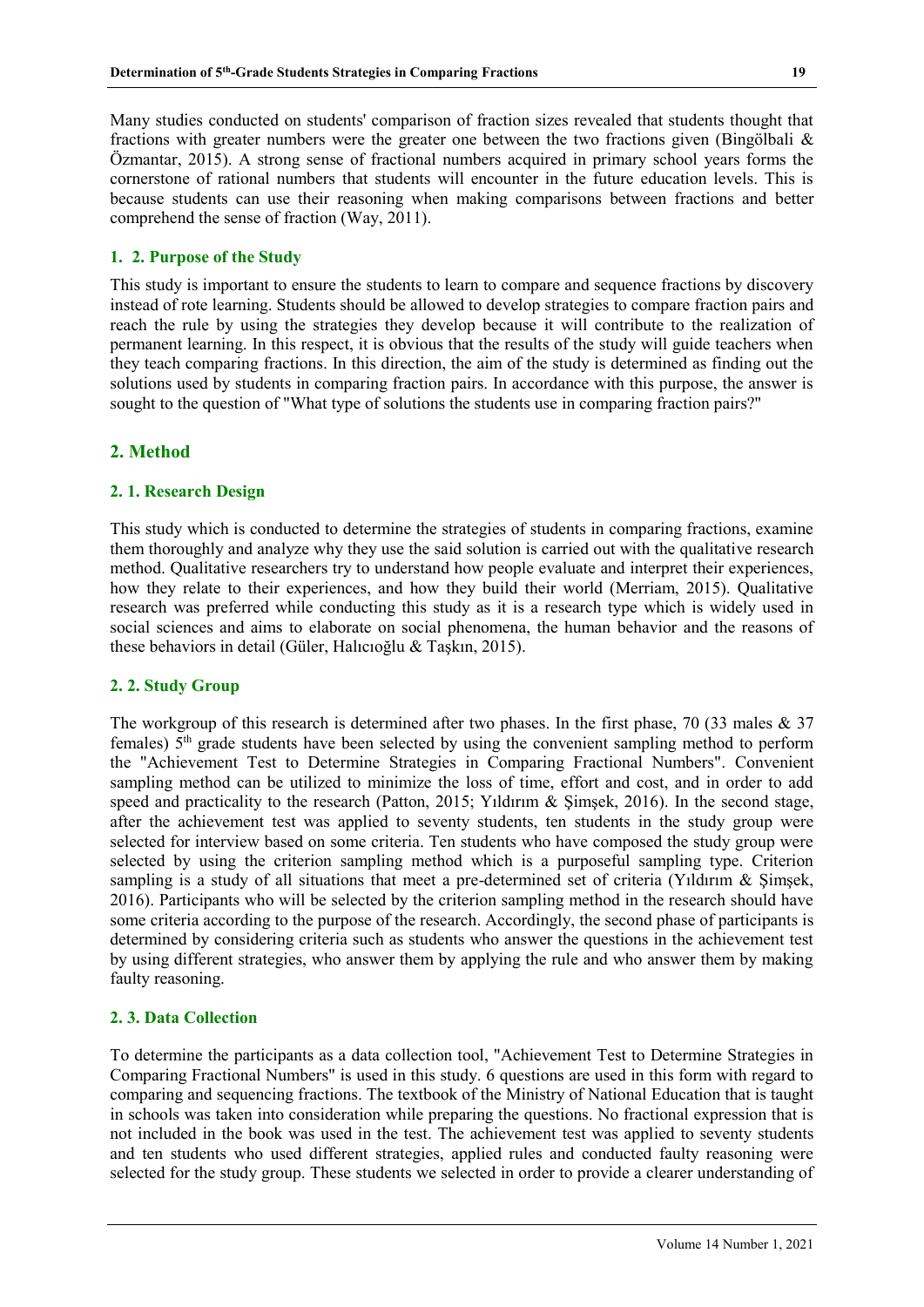Many studies conducted on students' comparison of fraction sizes revealed that students thought that fractions with greater numbers were the greater one between the two fractions given (Bingölbali & Özmantar, 2015). A strong sense of fractional numbers acquired in primary school years forms the cornerstone of rational numbers that students will encounter in the future education levels. This is because students can use their reasoning when making comparisons between fractions and better comprehend the sense of fraction (Way, 2011).

### 1. 2. Purpose of the Study

This study is important to ensure the students to learn to compare and sequence fractions by discovery instead of rote learning. Students should be allowed to develop strategies to compare fraction pairs and reach the rule by using the strategies they develop because it will contribute to the realization of permanent learning. In this respect, it is obvious that the results of the study will guide teachers when they teach comparing fractions. In this direction, the aim of the study is determined as finding out the solutions used by students in comparing fraction pairs. In accordance with this purpose, the answer is sought to the question of "What type of solutions the students use in comparing fraction pairs?"

## 2. Method

### 2. 1. Research Design

This study which is conducted to determine the strategies of students in comparing fractions, examine them thoroughly and analyze why they use the said solution is carried out with the qualitative research method. Qualitative researchers try to understand how people evaluate and interpret their experiences, how they relate to their experiences, and how they build their world (Merriam, 2015). Qualitative research was preferred while conducting this study as it is a research type which is widely used in social sciences and aims to elaborate on social phenomena, the human behavior and the reasons of these behaviors in detail (Güler, Halıcıoğlu & Taşkın, 2015).

### 2. 2. Study Group

The workgroup of this research is determined after two phases. In the first phase, 70 (33 males & 37 females) 5th grade students have been selected by using the convenient sampling method to perform the "Achievement Test to Determine Strategies in Comparing Fractional Numbers". Convenient sampling method can be utilized to minimize the loss of time, effort and cost, and in order to add speed and practicality to the research (Patton, 2015; Yıldırım & Şimşek, 2016). In the second stage, after the achievement test was applied to seventy students, ten students in the study group were selected for interview based on some criteria. Ten students who have composed the study group were selected by using the criterion sampling method which is a purposeful sampling type. Criterion sampling is a study of all situations that meet a pre-determined set of criteria (Yıldırım & Şimşek, 2016). Participants who will be selected by the criterion sampling method in the research should have some criteria according to the purpose of the research. Accordingly, the second phase of participants is determined by considering criteria such as students who answer the questions in the achievement test by using different strategies, who answer them by applying the rule and who answer them by making faulty reasoning.

### 2. 3. Data Collection

To determine the participants as a data collection tool, "Achievement Test to Determine Strategies in Comparing Fractional Numbers" is used in this study. 6 questions are used in this form with regard to comparing and sequencing fractions. The textbook of the Ministry of National Education that is taught in schools was taken into consideration while preparing the questions. No fractional expression that is not included in the book was used in the test. The achievement test was applied to seventy students and ten students who used different strategies, applied rules and conducted faulty reasoning were selected for the study group. These students we selected in order to provide a clearer understanding of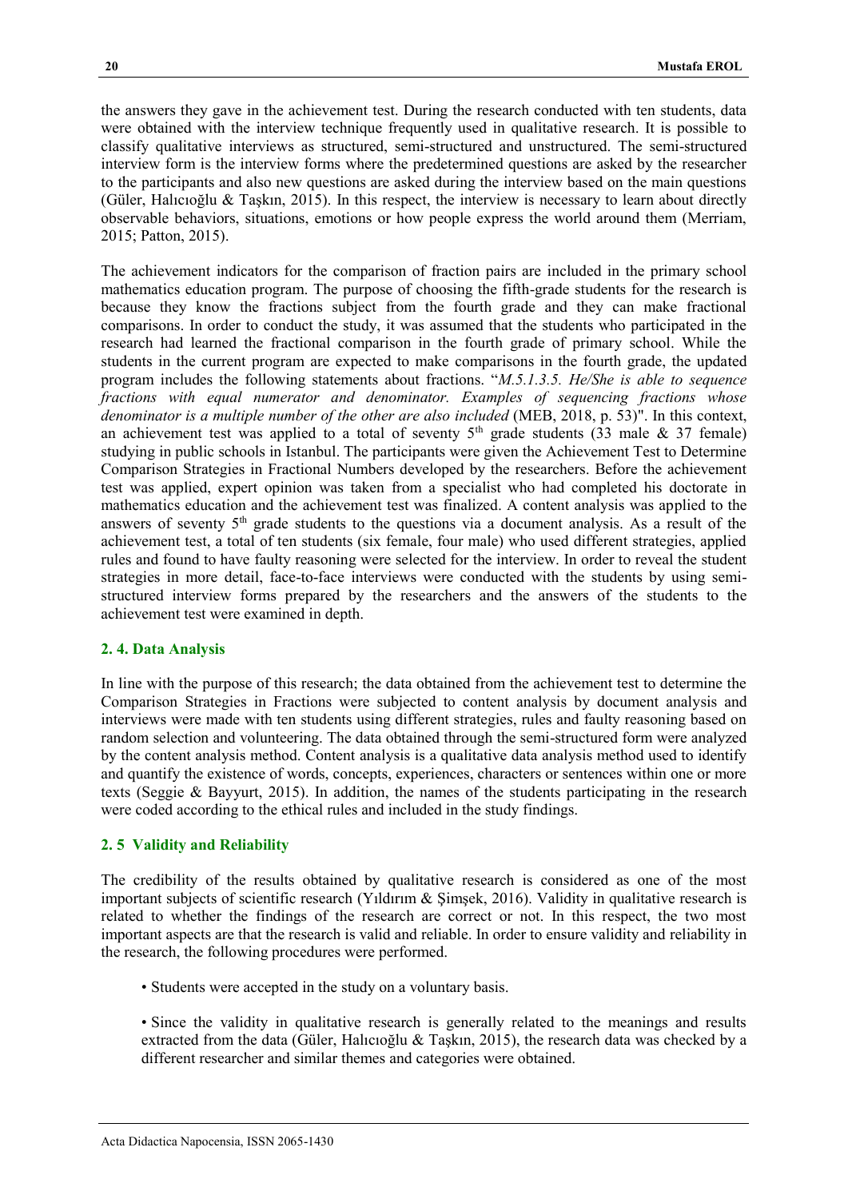the answers they gave in the achievement test. During the research conducted with ten students, data were obtained with the interview technique frequently used in qualitative research. It is possible to classify qualitative interviews as structured, semi-structured and unstructured. The semi-structured interview form is the interview forms where the predetermined questions are asked by the researcher to the participants and also new questions are asked during the interview based on the main questions (Güler, Halıcıoğlu & Taşkın, 2015). In this respect, the interview is necessary to learn about directly observable behaviors, situations, emotions or how people express the world around them (Merriam, 2015; Patton, 2015).

The achievement indicators for the comparison of fraction pairs are included in the primary school mathematics education program. The purpose of choosing the fifth-grade students for the research is because they know the fractions subject from the fourth grade and they can make fractional comparisons. In order to conduct the study, it was assumed that the students who participated in the research had learned the fractional comparison in the fourth grade of primary school. While the students in the current program are expected to make comparisons in the fourth grade, the updated program includes the following statements about fractions. "*M.5.1.3.5. He/She is able to sequence fractions with equal numerator and denominator. Examples of sequencing fractions whose denominator is a multiple number of the other are also included* (MEB, 2018, p. 53)". In this context, an achievement test was applied to a total of seventy 5th grade students (33 male & 37 female) studying in public schools in Istanbul. The participants were given the Achievement Test to Determine Comparison Strategies in Fractional Numbers developed by the researchers. Before the achievement test was applied, expert opinion was taken from a specialist who had completed his doctorate in mathematics education and the achievement test was finalized. A content analysis was applied to the answers of seventy 5th grade students to the questions via a document analysis. As a result of the achievement test, a total of ten students (six female, four male) who used different strategies, applied rules and found to have faulty reasoning were selected for the interview. In order to reveal the student strategies in more detail, face-to-face interviews were conducted with the students by using semi-structured interview forms prepared by the researchers and the answers of the students to the achievement test were examined in depth.

### 2. 4. Data Analysis

In line with the purpose of this research; the data obtained from the achievement test to determine the Comparison Strategies in Fractions were subjected to content analysis by document analysis and interviews were made with ten students using different strategies, rules and faulty reasoning based on random selection and volunteering. The data obtained through the semi-structured form were analyzed by the content analysis method. Content analysis is a qualitative data analysis method used to identify and quantify the existence of words, concepts, experiences, characters or sentences within one or more texts (Seggie & Bayyurt, 2015). In addition, the names of the students participating in the research were coded according to the ethical rules and included in the study findings.

### 2. 5 Validity and Reliability

The credibility of the results obtained by qualitative research is considered as one of the most important subjects of scientific research (Yıldırım & Şimşek, 2016). Validity in qualitative research is related to whether the findings of the research are correct or not. In this respect, the two most important aspects are that the research is valid and reliable. In order to ensure validity and reliability in the research, the following procedures were performed.

- Students were accepted in the study on a voluntary basis.

- Since the validity in qualitative research is generally related to the meanings and results extracted from the data (Güler, Halıcıoğlu & Taşkın, 2015), the research data was checked by a different researcher and similar themes and categories were obtained.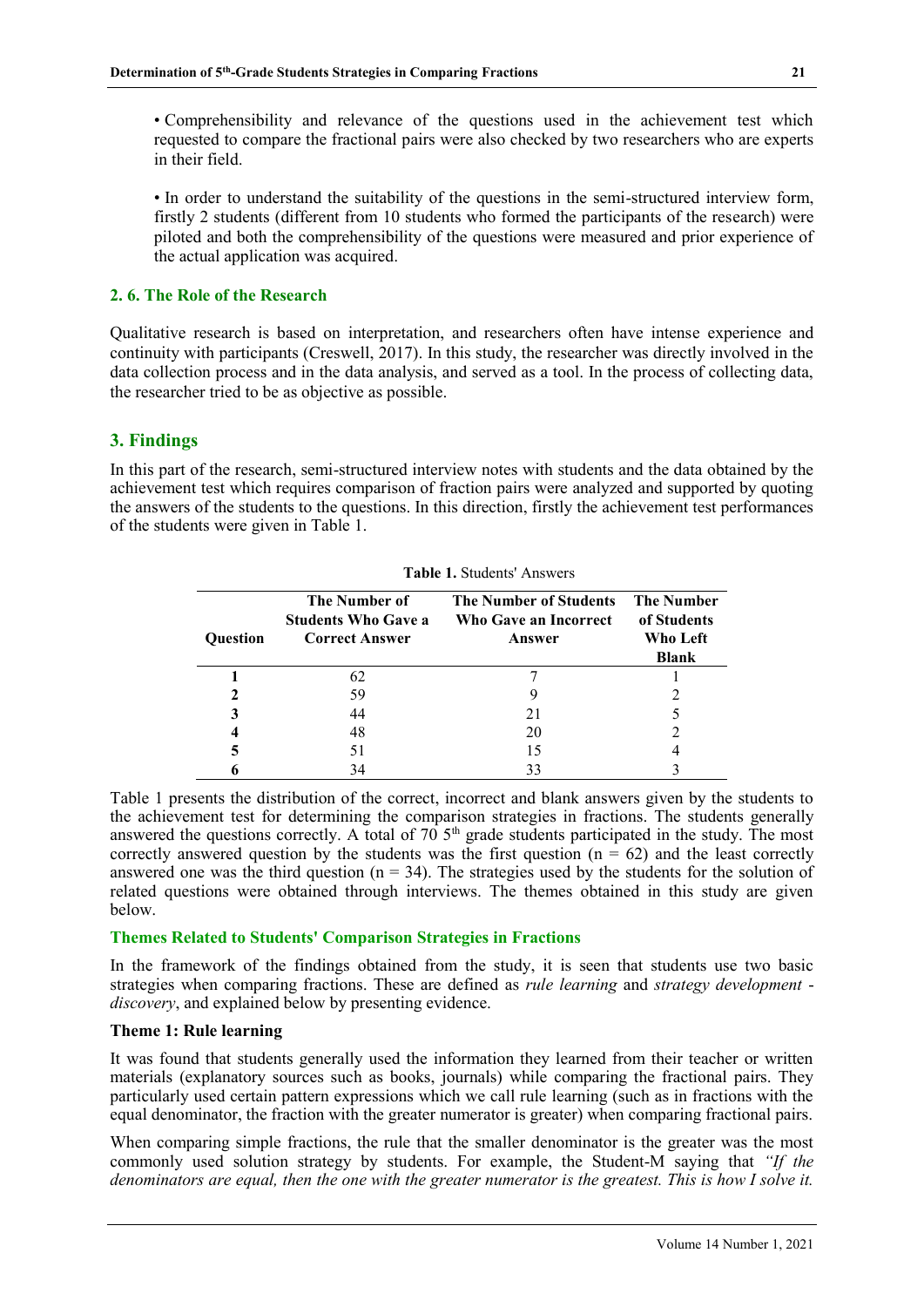• Comprehensibility and relevance of the questions used in the achievement test which requested to compare the fractional pairs were also checked by two researchers who are experts in their field.

• In order to understand the suitability of the questions in the semi-structured interview form, firstly 2 students (different from 10 students who formed the participants of the research) were piloted and both the comprehensibility of the questions were measured and prior experience of the actual application was acquired.

### 2. 6. The Role of the Research

Qualitative research is based on interpretation, and researchers often have intense experience and continuity with participants (Creswell, 2017). In this study, the researcher was directly involved in the data collection process and in the data analysis, and served as a tool. In the process of collecting data, the researcher tried to be as objective as possible.

## 3. Findings

In this part of the research, semi-structured interview notes with students and the data obtained by the achievement test which requires comparison of fraction pairs were analyzed and supported by quoting the answers of the students to the questions. In this direction, firstly the achievement test performances of the students were given in Table 1.

**Table 1.** Students' Answers

| Question | The Number of Students Who Gave a Correct Answer | The Number of Students Who Gave an Incorrect Answer | The Number of Students Who Left Blank |
|---|---|---|---|
| 1 | 62 | 7 | 1 |
| 2 | 59 | 9 | 2 |
| 3 | 44 | 21 | 5 |
| 4 | 48 | 20 | 2 |
| 5 | 51 | 15 | 4 |
| 6 | 34 | 33 | 3 |

Table 1 presents the distribution of the correct, incorrect and blank answers given by the students to the achievement test for determining the comparison strategies in fractions. The students generally answered the questions correctly. A total of 70 5th grade students participated in the study. The most correctly answered question by the students was the first question ($n = 62$) and the least correctly answered one was the third question ($n = 34$). The strategies used by the students for the solution of related questions were obtained through interviews. The themes obtained in this study are given below.

### Themes Related to Students' Comparison Strategies in Fractions

In the framework of the findings obtained from the study, it is seen that students use two basic strategies when comparing fractions. These are defined as *rule learning* and *strategy development - discovery*, and explained below by presenting evidence.

#### Theme 1: Rule learning

It was found that students generally used the information they learned from their teacher or written materials (explanatory sources such as books, journals) while comparing the fractional pairs. They particularly used certain pattern expressions which we call rule learning (such as in fractions with the equal denominator, the fraction with the greater numerator is greater) when comparing fractional pairs.

When comparing simple fractions, the rule that the smaller denominator is the greater was the most commonly used solution strategy by students. For example, the Student-M saying that *"If the denominators are equal, then the one with the greater numerator is the greatest. This is how I solve it.*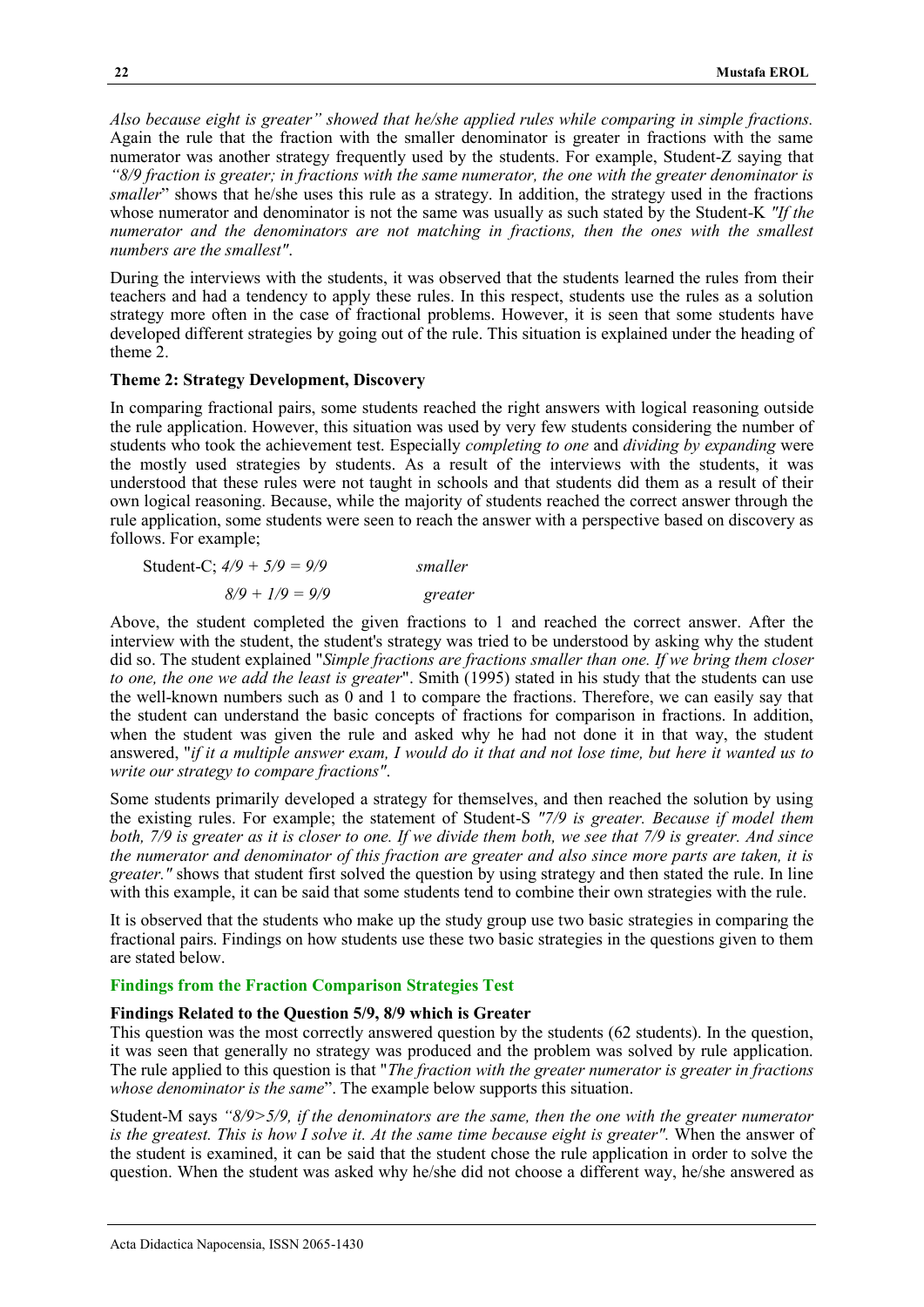*Also because eight is greater" showed that he/she applied rules while comparing in simple fractions.* Again the rule that the fraction with the smaller denominator is greater in fractions with the same numerator was another strategy frequently used by the students. For example, Student-Z saying that *"8/9 fraction is greater; in fractions with the same numerator, the one with the greater denominator is smaller*" shows that he/she uses this rule as a strategy. In addition, the strategy used in the fractions whose numerator and denominator is not the same was usually as such stated by the Student-K *"If the numerator and the denominators are not matching in fractions, then the ones with the smallest numbers are the smallest"*.

During the interviews with the students, it was observed that the students learned the rules from their teachers and had a tendency to apply these rules. In this respect, students use the rules as a solution strategy more often in the case of fractional problems. However, it is seen that some students have developed different strategies by going out of the rule. This situation is explained under the heading of theme 2.

**Theme 2: Strategy Development, Discovery**

In comparing fractional pairs, some students reached the right answers with logical reasoning outside the rule application. However, this situation was used by very few students considering the number of students who took the achievement test. Especially *completing to one* and *dividing by expanding* were the mostly used strategies by students. As a result of the interviews with the students, it was understood that these rules were not taught in schools and that students did them as a result of their own logical reasoning. Because, while the majority of students reached the correct answer through the rule application, some students were seen to reach the answer with a perspective based on discovery as follows. For example;

Student-C; *4/9 + 5/9 = 9/9* *smaller*

*8/9 + 1/9 = 9/9* *greater*

Above, the student completed the given fractions to 1 and reached the correct answer. After the interview with the student, the student's strategy was tried to be understood by asking why the student did so. The student explained "*Simple fractions are fractions smaller than one. If we bring them closer to one, the one we add the least is greater*". Smith (1995) stated in his study that the students can use the well-known numbers such as 0 and 1 to compare the fractions. Therefore, we can easily say that the student can understand the basic concepts of fractions for comparison in fractions. In addition, when the student was given the rule and asked why he had not done it in that way, the student answered, "*if it a multiple answer exam, I would do it that and not lose time, but here it wanted us to write our strategy to compare fractions"*.

Some students primarily developed a strategy for themselves, and then reached the solution by using the existing rules. For example; the statement of Student-S *"7/9 is greater. Because if model them both, 7/9 is greater as it is closer to one. If we divide them both, we see that 7/9 is greater. And since the numerator and denominator of this fraction are greater and also since more parts are taken, it is greater."* shows that student first solved the question by using strategy and then stated the rule. In line with this example, it can be said that some students tend to combine their own strategies with the rule.

It is observed that the students who make up the study group use two basic strategies in comparing the fractional pairs. Findings on how students use these two basic strategies in the questions given to them are stated below.

### Findings from the Fraction Comparison Strategies Test

**Findings Related to the Question 5/9, 8/9 which is Greater**

This question was the most correctly answered question by the students (62 students). In the question, it was seen that generally no strategy was produced and the problem was solved by rule application. The rule applied to this question is that "*The fraction with the greater numerator is greater in fractions whose denominator is the same*". The example below supports this situation.

Student-M says *"8/9>5/9, if the denominators are the same, then the one with the greater numerator is the greatest. This is how I solve it. At the same time because eight is greater".* When the answer of the student is examined, it can be said that the student chose the rule application in order to solve the question. When the student was asked why he/she did not choose a different way, he/she answered as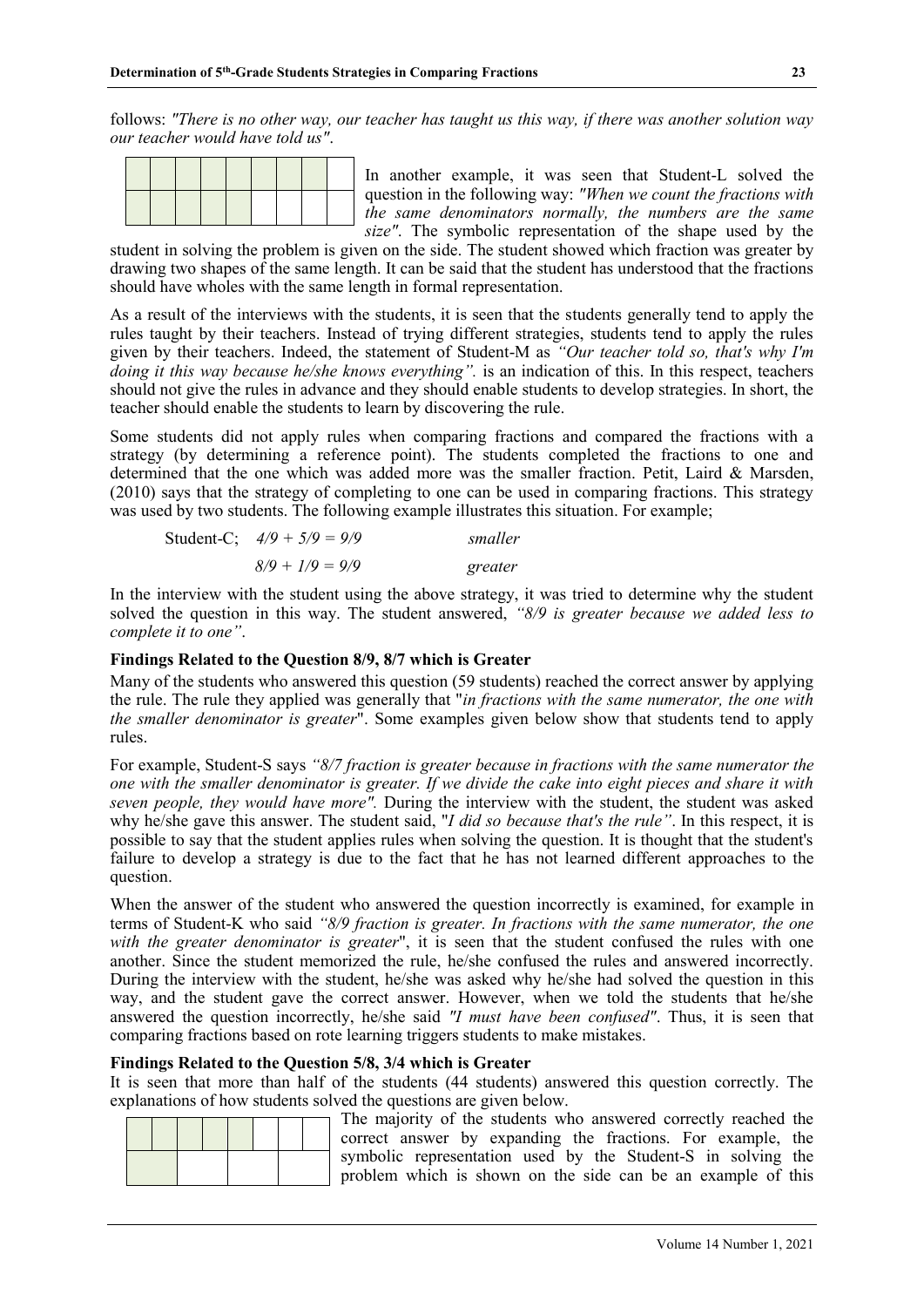follows: *"There is no other way, our teacher has taught us this way, if there was another solution way our teacher would have told us"*.

In another example, it was seen that Student-L solved the question in the following way: *"When we count the fractions with the same denominators normally, the numbers are the same size"*. The symbolic representation of the shape used by the student in solving the problem is given on the side. The student showed which fraction was greater by drawing two shapes of the same length. It can be said that the student has understood that the fractions should have wholes with the same length in formal representation.

As a result of the interviews with the students, it is seen that the students generally tend to apply the rules taught by their teachers. Instead of trying different strategies, students tend to apply the rules given by their teachers. Indeed, the statement of Student-M as *"Our teacher told so, that's why I'm doing it this way because he/she knows everything".* is an indication of this. In this respect, teachers should not give the rules in advance and they should enable students to develop strategies. In short, the teacher should enable the students to learn by discovering the rule.

Some students did not apply rules when comparing fractions and compared the fractions with a strategy (by determining a reference point). The students completed the fractions to one and determined that the one which was added more was the smaller fraction. Petit, Laird & Marsden, (2010) says that the strategy of completing to one can be used in comparing fractions. This strategy was used by two students. The following example illustrates this situation. For example;

Student-C; $4/9 + 5/9 = 9/9$ *smaller*

$8/9 + 1/9 = 9/9$ *greater*

In the interview with the student using the above strategy, it was tried to determine why the student solved the question in this way. The student answered, *"8/9 is greater because we added less to complete it to one"*.

**Findings Related to the Question 8/9, 8/7 which is Greater**

Many of the students who answered this question (59 students) reached the correct answer by applying the rule. The rule they applied was generally that "*in fractions with the same numerator, the one with the smaller denominator is greater*". Some examples given below show that students tend to apply rules.

For example, Student-S says *"8/7 fraction is greater because in fractions with the same numerator the one with the smaller denominator is greater. If we divide the cake into eight pieces and share it with seven people, they would have more".* During the interview with the student, the student was asked why he/she gave this answer. The student said, "*I did so because that's the rule"*. In this respect, it is possible to say that the student applies rules when solving the question. It is thought that the student's failure to develop a strategy is due to the fact that he has not learned different approaches to the question.

When the answer of the student who answered the question incorrectly is examined, for example in terms of Student-K who said *"8/9 fraction is greater. In fractions with the same numerator, the one with the greater denominator is greater*", it is seen that the student confused the rules with one another. Since the student memorized the rule, he/she confused the rules and answered incorrectly. During the interview with the student, he/she was asked why he/she had solved the question in this way, and the student gave the correct answer. However, when we told the students that he/she answered the question incorrectly, he/she said *"I must have been confused"*. Thus, it is seen that comparing fractions based on rote learning triggers students to make mistakes.

**Findings Related to the Question 5/8, 3/4 which is Greater**

It is seen that more than half of the students (44 students) answered this question correctly. The explanations of how students solved the questions are given below.

The majority of the students who answered correctly reached the correct answer by expanding the fractions. For example, the symbolic representation used by the Student-S in solving the problem which is shown on the side can be an example of this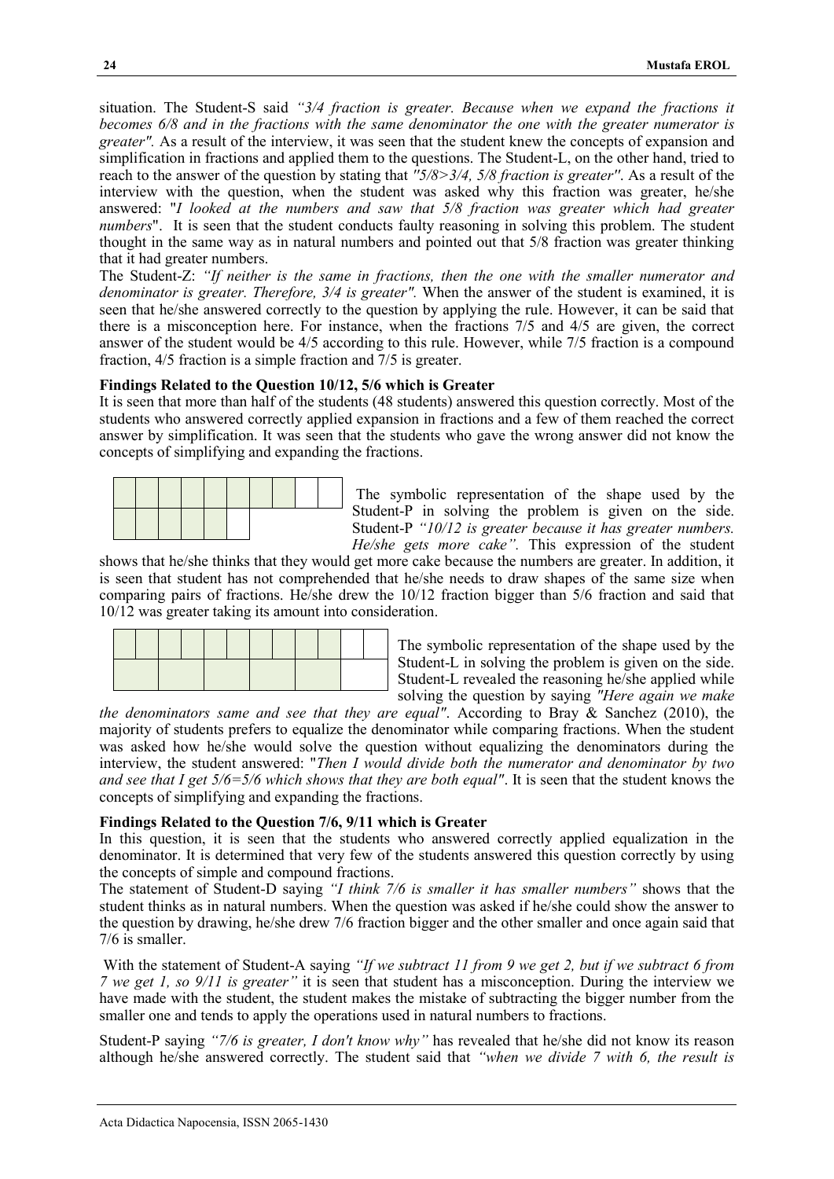situation. The Student-S said *"3/4 fraction is greater. Because when we expand the fractions it becomes 6/8 and in the fractions with the same denominator the one with the greater numerator is greater".* As a result of the interview, it was seen that the student knew the concepts of expansion and simplification in fractions and applied them to the questions. The Student-L, on the other hand, tried to reach to the answer of the question by stating that *"5/8>3/4, 5/8 fraction is greater"*. As a result of the interview with the question, when the student was asked why this fraction was greater, he/she answered: "*I looked at the numbers and saw that 5/8 fraction was greater which had greater numbers*". It is seen that the student conducts faulty reasoning in solving this problem. The student thought in the same way as in natural numbers and pointed out that 5/8 fraction was greater thinking that it had greater numbers.

The Student-Z: *"If neither is the same in fractions, then the one with the smaller numerator and denominator is greater. Therefore, 3/4 is greater".* When the answer of the student is examined, it is seen that he/she answered correctly to the question by applying the rule. However, it can be said that there is a misconception here. For instance, when the fractions 7/5 and 4/5 are given, the correct answer of the student would be 4/5 according to this rule. However, while 7/5 fraction is a compound fraction, 4/5 fraction is a simple fraction and 7/5 is greater.

**Findings Related to the Question 10/12, 5/6 which is Greater**

It is seen that more than half of the students (48 students) answered this question correctly. Most of the students who answered correctly applied expansion in fractions and a few of them reached the correct answer by simplification. It was seen that the students who gave the wrong answer did not know the concepts of simplifying and expanding the fractions.

The symbolic representation of the shape used by the Student-P in solving the problem is given on the side. Student-P *"10/12 is greater because it has greater numbers. He/she gets more cake".* This expression of the student shows that he/she thinks that they would get more cake because the numbers are greater. In addition, it is seen that student has not comprehended that he/she needs to draw shapes of the same size when comparing pairs of fractions. He/she drew the 10/12 fraction bigger than 5/6 fraction and said that 10/12 was greater taking its amount into consideration.

The symbolic representation of the shape used by the Student-L in solving the problem is given on the side. Student-L revealed the reasoning he/she applied while solving the question by saying *"Here again we make the denominators same and see that they are equal"*. According to Bray & Sanchez (2010), the majority of students prefers to equalize the denominator while comparing fractions. When the student was asked how he/she would solve the question without equalizing the denominators during the interview, the student answered: "*Then I would divide both the numerator and denominator by two and see that I get 5/6=5/6 which shows that they are both equal"*. It is seen that the student knows the concepts of simplifying and expanding the fractions.

**Findings Related to the Question 7/6, 9/11 which is Greater**

In this question, it is seen that the students who answered correctly applied equalization in the denominator. It is determined that very few of the students answered this question correctly by using the concepts of simple and compound fractions.

The statement of Student-D saying *"I think 7/6 is smaller it has smaller numbers"* shows that the student thinks as in natural numbers. When the question was asked if he/she could show the answer to the question by drawing, he/she drew 7/6 fraction bigger and the other smaller and once again said that 7/6 is smaller.

With the statement of Student-A saying *"If we subtract 11 from 9 we get 2, but if we subtract 6 from 7 we get 1, so 9/11 is greater"* it is seen that student has a misconception. During the interview we have made with the student, the student makes the mistake of subtracting the bigger number from the smaller one and tends to apply the operations used in natural numbers to fractions.

Student-P saying *"7/6 is greater, I don't know why"* has revealed that he/she did not know its reason although he/she answered correctly. The student said that *"when we divide 7 with 6, the result is*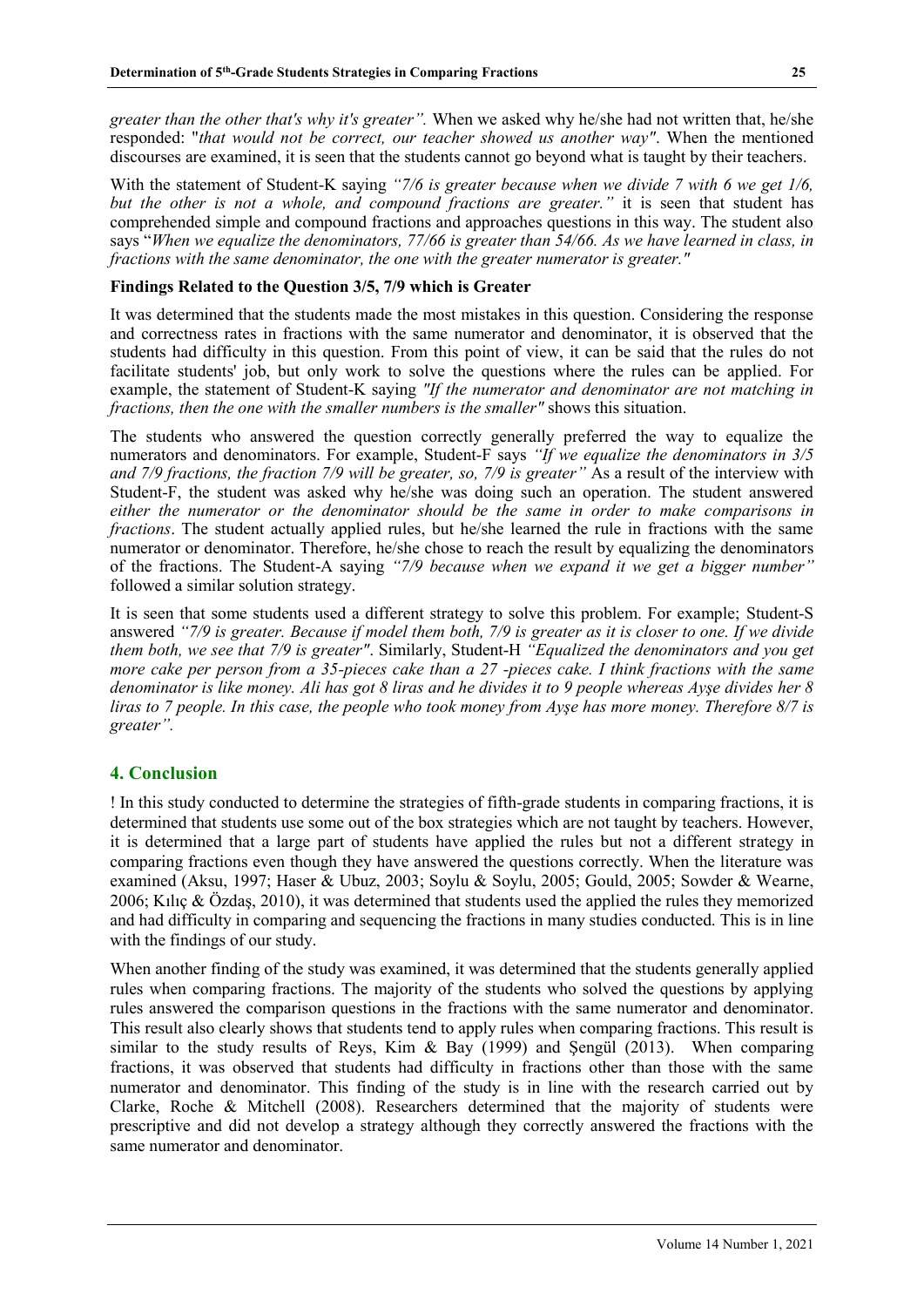*greater than the other that's why it's greater".* When we asked why he/she had not written that, he/she responded: "*that would not be correct, our teacher showed us another way"*. When the mentioned discourses are examined, it is seen that the students cannot go beyond what is taught by their teachers.

With the statement of Student-K saying *"7/6 is greater because when we divide 7 with 6 we get 1/6, but the other is not a whole, and compound fractions are greater."* it is seen that student has comprehended simple and compound fractions and approaches questions in this way. The student also says "*When we equalize the denominators, 77/66 is greater than 54/66. As we have learned in class, in fractions with the same denominator, the one with the greater numerator is greater."*

**Findings Related to the Question 3/5, 7/9 which is Greater**

It was determined that the students made the most mistakes in this question. Considering the response and correctness rates in fractions with the same numerator and denominator, it is observed that the students had difficulty in this question. From this point of view, it can be said that the rules do not facilitate students' job, but only work to solve the questions where the rules can be applied. For example, the statement of Student-K saying *"If the numerator and denominator are not matching in fractions, then the one with the smaller numbers is the smaller"* shows this situation.

The students who answered the question correctly generally preferred the way to equalize the numerators and denominators. For example, Student-F says *"If we equalize the denominators in 3/5 and 7/9 fractions, the fraction 7/9 will be greater, so, 7/9 is greater"* As a result of the interview with Student-F, the student was asked why he/she was doing such an operation. The student answered *either the numerator or the denominator should be the same in order to make comparisons in fractions*. The student actually applied rules, but he/she learned the rule in fractions with the same numerator or denominator. Therefore, he/she chose to reach the result by equalizing the denominators of the fractions. The Student-A saying *"7/9 because when we expand it we get a bigger number"* followed a similar solution strategy.

It is seen that some students used a different strategy to solve this problem. For example; Student-S answered *"7/9 is greater. Because if model them both, 7/9 is greater as it is closer to one. If we divide them both, we see that 7/9 is greater"*. Similarly, Student-H *"Equalized the denominators and you get more cake per person from a 35-pieces cake than a 27 -pieces cake. I think fractions with the same denominator is like money. Ali has got 8 liras and he divides it to 9 people whereas Ayşe divides her 8 liras to 7 people. In this case, the people who took money from Ayşe has more money. Therefore 8/7 is greater".*

## 4. Conclusion

! In this study conducted to determine the strategies of fifth-grade students in comparing fractions, it is determined that students use some out of the box strategies which are not taught by teachers. However, it is determined that a large part of students have applied the rules but not a different strategy in comparing fractions even though they have answered the questions correctly. When the literature was examined (Aksu, 1997; Haser & Ubuz, 2003; Soylu & Soylu, 2005; Gould, 2005; Sowder & Wearne, 2006; Kılıç & Özdaş, 2010), it was determined that students used the applied the rules they memorized and had difficulty in comparing and sequencing the fractions in many studies conducted. This is in line with the findings of our study.

When another finding of the study was examined, it was determined that the students generally applied rules when comparing fractions. The majority of the students who solved the questions by applying rules answered the comparison questions in the fractions with the same numerator and denominator. This result also clearly shows that students tend to apply rules when comparing fractions. This result is similar to the study results of Reys, Kim & Bay (1999) and Şengül (2013). When comparing fractions, it was observed that students had difficulty in fractions other than those with the same numerator and denominator. This finding of the study is in line with the research carried out by Clarke, Roche & Mitchell (2008). Researchers determined that the majority of students were prescriptive and did not develop a strategy although they correctly answered the fractions with the same numerator and denominator.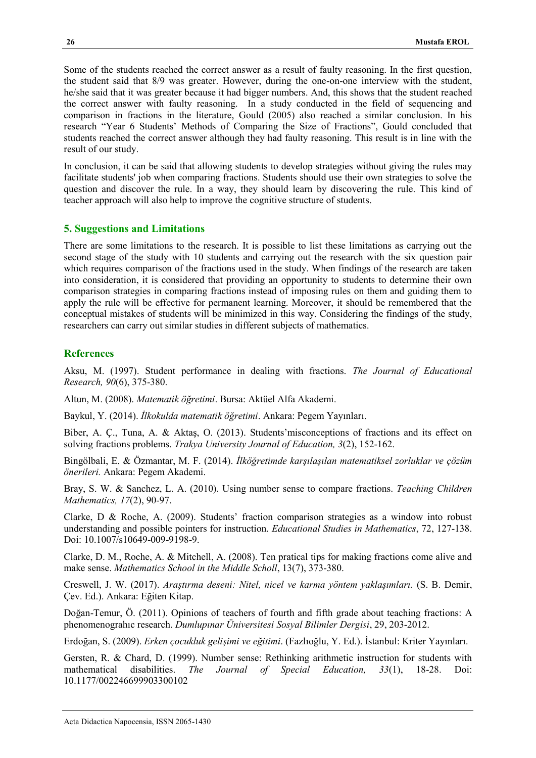Some of the students reached the correct answer as a result of faulty reasoning. In the first question, the student said that 8/9 was greater. However, during the one-on-one interview with the student, he/she said that it was greater because it had bigger numbers. And, this shows that the student reached the correct answer with faulty reasoning. In a study conducted in the field of sequencing and comparison in fractions in the literature, Gould (2005) also reached a similar conclusion. In his research "Year 6 Students' Methods of Comparing the Size of Fractions", Gould concluded that students reached the correct answer although they had faulty reasoning. This result is in line with the result of our study.

In conclusion, it can be said that allowing students to develop strategies without giving the rules may facilitate students' job when comparing fractions. Students should use their own strategies to solve the question and discover the rule. In a way, they should learn by discovering the rule. This kind of teacher approach will also help to improve the cognitive structure of students.

## 5. Suggestions and Limitations

There are some limitations to the research. It is possible to list these limitations as carrying out the second stage of the study with 10 students and carrying out the research with the six question pair which requires comparison of the fractions used in the study. When findings of the research are taken into consideration, it is considered that providing an opportunity to students to determine their own comparison strategies in comparing fractions instead of imposing rules on them and guiding them to apply the rule will be effective for permanent learning. Moreover, it should be remembered that the conceptual mistakes of students will be minimized in this way. Considering the findings of the study, researchers can carry out similar studies in different subjects of mathematics.

## References

Aksu, M. (1997). Student performance in dealing with fractions. *The Journal of Educational Research, 90*(6), 375-380.

Altun, M. (2008). *Matematik öğretimi*. Bursa: Aktüel Alfa Akademi.

Baykul, Y. (2014). *İlkokulda matematik öğretimi*. Ankara: Pegem Yayınları.

Biber, A. Ç., Tuna, A. & Aktaş, O. (2013). Students'misconceptions of fractions and its effect on solving fractions problems. *Trakya University Journal of Education, 3*(2), 152-162.

Bingölbali, E. & Özmantar, M. F. (2014). *İlköğretimde karşılaşılan matematiksel zorluklar ve çözüm önerileri.* Ankara: Pegem Akademi.

Bray, S. W. & Sanchez, L. A. (2010). Using number sense to compare fractions. *Teaching Children Mathematics, 17*(2), 90-97.

Clarke, D & Roche, A. (2009). Students' fraction comparison strategies as a window into robust understanding and possible pointers for instruction. *Educational Studies in Mathematics*, 72, 127-138. Doi: 10.1007/s10649-009-9198-9.

Clarke, D. M., Roche, A. & Mitchell, A. (2008). Ten pratical tips for making fractions come alive and make sense. *Mathematics School in the Middle Scholl*, 13(7), 373-380.

Creswell, J. W. (2017). *Araştırma deseni: Nitel, nicel ve karma yöntem yaklaşımları.* (S. B. Demir, Çev. Ed.). Ankara: Eğiten Kitap.

Doğan-Temur, Ö. (2011). Opinions of teachers of fourth and fifth grade about teaching fractions: A phenomenograhıc research. *Dumlupınar Üniversitesi Sosyal Bilimler Dergisi*, 29, 203-2012.

Erdoğan, S. (2009). *Erken çocukluk gelişimi ve eğitimi*. (Fazlıoğlu, Y. Ed.). İstanbul: Kriter Yayınları.

Gersten, R. & Chard, D. (1999). Number sense: Rethinking arithmetic instruction for students with mathematical disabilities. *The Journal of Special Education, 33*(1), 18-28. Doi: 10.1177/002246699903300102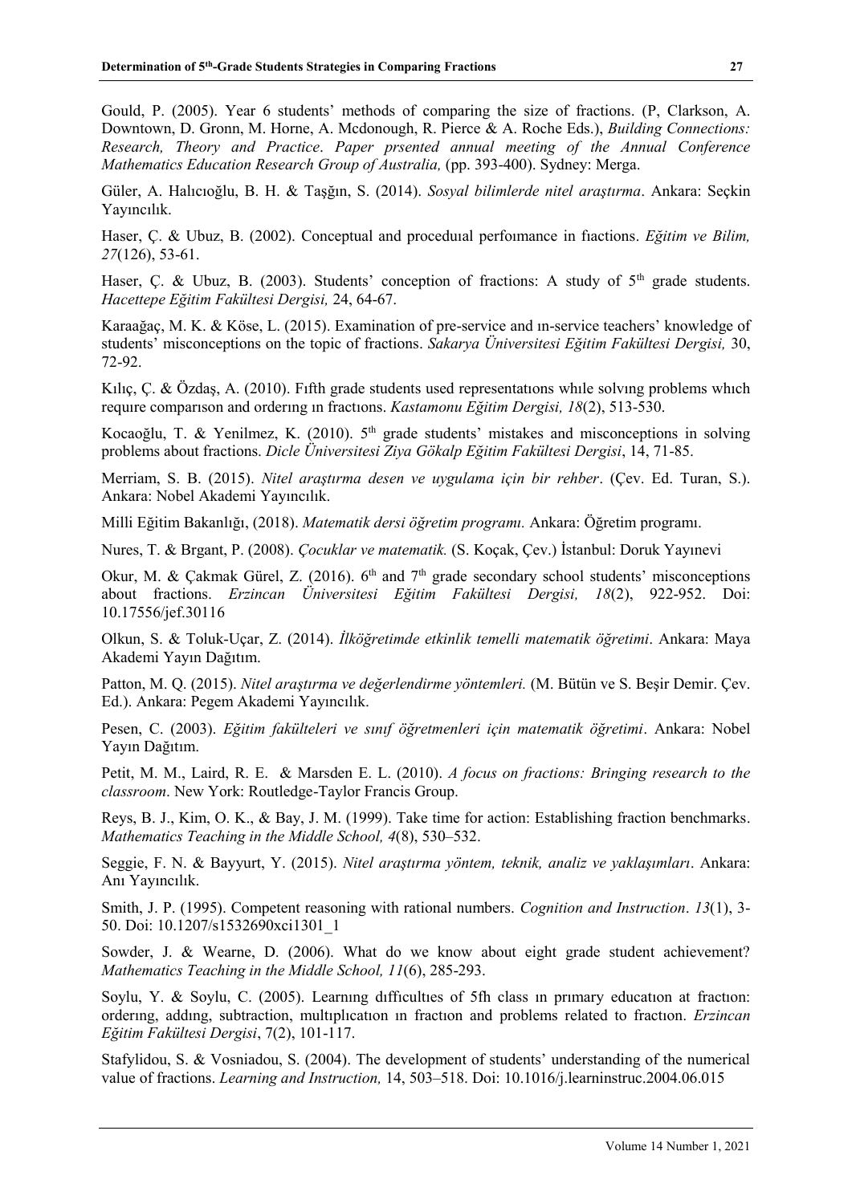Gould, P. (2005). Year 6 students' methods of comparing the size of fractions. (P, Clarkson, A. Downtown, D. Gronn, M. Horne, A. Mcdonough, R. Pierce & A. Roche Eds.), *Building Connections: Research, Theory and Practice*. *Paper prsented annual meeting of the Annual Conference Mathematics Education Research Group of Australia,* (pp. 393-400). Sydney: Merga.

Güler, A. Halıcıoğlu, B. H. & Taşğın, S. (2014). *Sosyal bilimlerde nitel araştırma*. Ankara: Seçkin Yayıncılık.

Haser, Ç. & Ubuz, B. (2002). Conceptual and proceduıal perfoımance in fıactions. *Eğitim ve Bilim, 27*(126), 53-61.

Haser, Ç. & Ubuz, B. (2003). Students' conception of fractions: A study of 5th grade students. *Hacettepe Eğitim Fakültesi Dergisi,* 24, 64-67.

Karaağaç, M. K. & Köse, L. (2015). Examination of pre-service and ın-service teachers' knowledge of students' misconceptions on the topic of fractions. *Sakarya Üniversitesi Eğitim Fakültesi Dergisi,* 30, 72-92.

Kılıç, Ç. & Özdaş, A. (2010). Fıfth grade students used representatıons whıle solvıng problems whıch requıre comparıson and orderıng ın fractıons. *Kastamonu Eğitim Dergisi, 18*(2), 513-530.

Kocaoğlu, T. & Yenilmez, K. (2010). 5th grade students' mistakes and misconceptions in solving problems about fractions. *Dicle Üniversitesi Ziya Gökalp Eğitim Fakültesi Dergisi*, 14, 71-85.

Merriam, S. B. (2015). *Nitel araştırma desen ve uygulama için bir rehber*. (Çev. Ed. Turan, S.). Ankara: Nobel Akademi Yayıncılık.

Milli Eğitim Bakanlığı, (2018). *Matematik dersi öğretim programı.* Ankara: Öğretim programı.

Nures, T. & Brgant, P. (2008). *Çocuklar ve matematik.* (S. Koçak, Çev.) İstanbul: Doruk Yayınevi

Okur, M. & Çakmak Gürel, Z. (2016). 6th and 7th grade secondary school students' misconceptions about fractions. *Erzincan Üniversitesi Eğitim Fakültesi Dergisi, 18*(2), 922-952. Doi: 10.17556/jef.30116

Olkun, S. & Toluk-Uçar, Z. (2014). *İlköğretimde etkinlik temelli matematik öğretimi*. Ankara: Maya Akademi Yayın Dağıtım.

Patton, M. Q. (2015). *Nitel araştırma ve değerlendirme yöntemleri.* (M. Bütün ve S. Beşir Demir. Çev. Ed.). Ankara: Pegem Akademi Yayıncılık.

Pesen, C. (2003). *Eğitim fakülteleri ve sınıf öğretmenleri için matematik öğretimi*. Ankara: Nobel Yayın Dağıtım.

Petit, M. M., Laird, R. E. & Marsden E. L. (2010). *A focus on fractions: Bringing research to the classroom*. New York: Routledge-Taylor Francis Group.

Reys, B. J., Kim, O. K., & Bay, J. M. (1999). Take time for action: Establishing fraction benchmarks. *Mathematics Teaching in the Middle School, 4*(8), 530–532.

Seggie, F. N. & Bayyurt, Y. (2015). *Nitel araştırma yöntem, teknik, analiz ve yaklaşımları*. Ankara: Anı Yayıncılık.

Smith, J. P. (1995). Competent reasoning with rational numbers. *Cognition and Instruction*. *13*(1), 3-50. Doi: 10.1207/s1532690xci1301_1

Sowder, J. & Wearne, D. (2006). What do we know about eight grade student achievement? *Mathematics Teaching in the Middle School, 11*(6), 285-293.

Soylu, Y. & Soylu, C. (2005). Learnıng dıffıcultıes of 5fh class ın prımary educatıon at fractıon: orderıng, addıng, subtraction, multıplıcatıon ın fractıon and problems related to fractıon. *Erzincan Eğitim Fakültesi Dergisi*, 7(2), 101-117.

Stafylidou, S. & Vosniadou, S. (2004). The development of students' understanding of the numerical value of fractions. *Learning and Instruction,* 14, 503–518. Doi: 10.1016/j.learninstruc.2004.06.015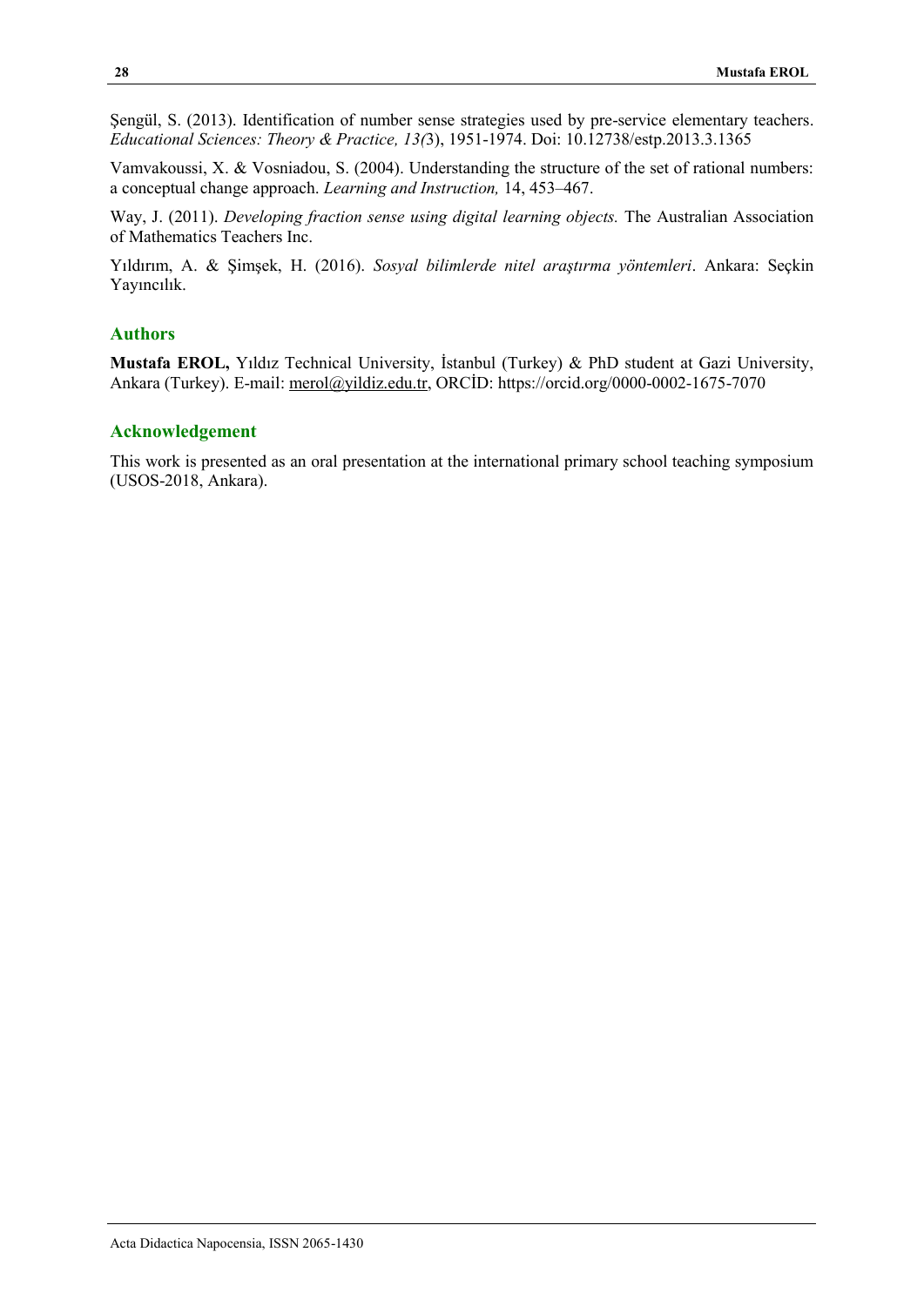Şengül, S. (2013). Identification of number sense strategies used by pre-service elementary teachers. *Educational Sciences: Theory & Practice, 13(*3), 1951-1974. Doi: 10.12738/estp.2013.3.1365

Vamvakoussi, X. & Vosniadou, S. (2004). Understanding the structure of the set of rational numbers: a conceptual change approach. *Learning and Instruction,* 14, 453–467.

Way, J. (2011). *Developing fraction sense using digital learning objects.* The Australian Association of Mathematics Teachers Inc.

Yıldırım, A. & Şimşek, H. (2016). *Sosyal bilimlerde nitel araştırma yöntemleri*. Ankara: Seçkin Yayıncılık.

## Authors

**Mustafa EROL,** Yıldız Technical University, İstanbul (Turkey) & PhD student at Gazi University, Ankara (Turkey). E-mail: merol@yildiz.edu.tr, ORCİD: https://orcid.org/0000-0002-1675-7070

## Acknowledgement

This work is presented as an oral presentation at the international primary school teaching symposium (USOS-2018, Ankara).